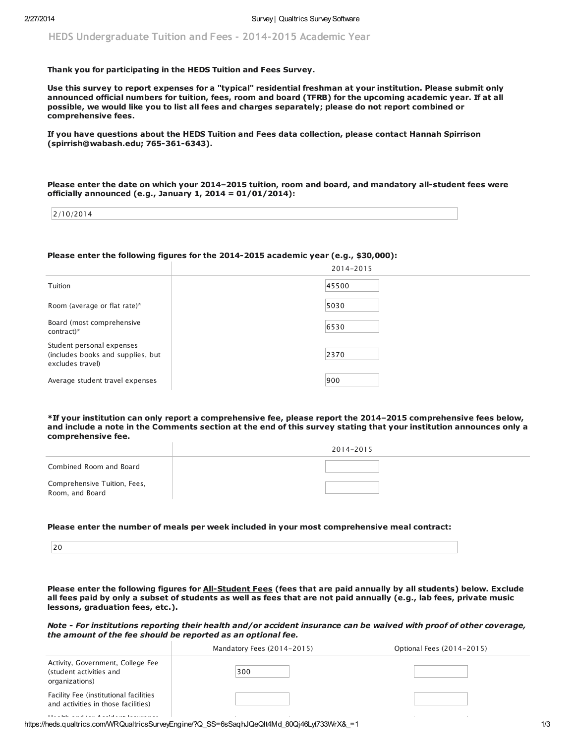## HEDS Undergraduate Tuition and Fees - 2014-2015 Academic Year

**Thank you for participating in the HEDS Tuition and Fees Survey.**

**Use this survey to report expenses for a "typical" residential freshman at your institution. Please submit only announced official numbers for tuition, fees, room and board (TFRB) for the upcoming academic year. If at all possible, we would like you to list all fees and charges separately; please do not report combined or comprehensive fees.**

**If you have questions about the HEDS Tuition and Fees data collection, please contact Hannah Spirrison (spirrish@wabash.edu; 765-361-6343).**

**Please enter the date on which your 2014–2015 tuition, room and board, and mandatory all-student fees were officially announced (e.g., January 1, 2014 = 01/01/2014):**

2/10/2014

**Please enter the following figures for the 2014-2015 academic year (e.g., $30,000):**

| | 2014–2015 |
|---|---|
| Tuition | 45500 |
| Room (average or flat rate)* | 5030 |
| Board (most comprehensive contract)* | 6530 |
| Student personal expenses (includes books and supplies, but excludes travel) | 2370 |
| Average student travel expenses | 900 |

***If your institution can only report a comprehensive fee, please report the 2014–2015 comprehensive fees below, and include a note in the Comments section at the end of this survey stating that your institution announces only a comprehensive fee.**

| | 2014–2015 |
|---|---|
| Combined Room and Board | |
| Comprehensive Tuition, Fees, Room, and Board | |

**Please enter the number of meals per week included in your most comprehensive meal contract:**

20

**Please enter the following figures for <u>All-Student Fees</u> (fees that are paid annually by all students) below. Exclude all fees paid by only a subset of students as well as fees that are not paid annually (e.g., lab fees, private music lessons, graduation fees, etc.).**

***Note - For institutions reporting their health and/or accident insurance can be waived with proof of other coverage, the amount of the fee should be reported as an optional fee.***

| | Mandatory Fees (2014–2015) | Optional Fees (2014–2015) |
|---|---|---|
| Activity, Government, College Fee (student activities and organizations) | 300 | |
| Facility Fee (institutional facilities and activities in those facilities) | | |
| Health and/or Accident Insurance | | |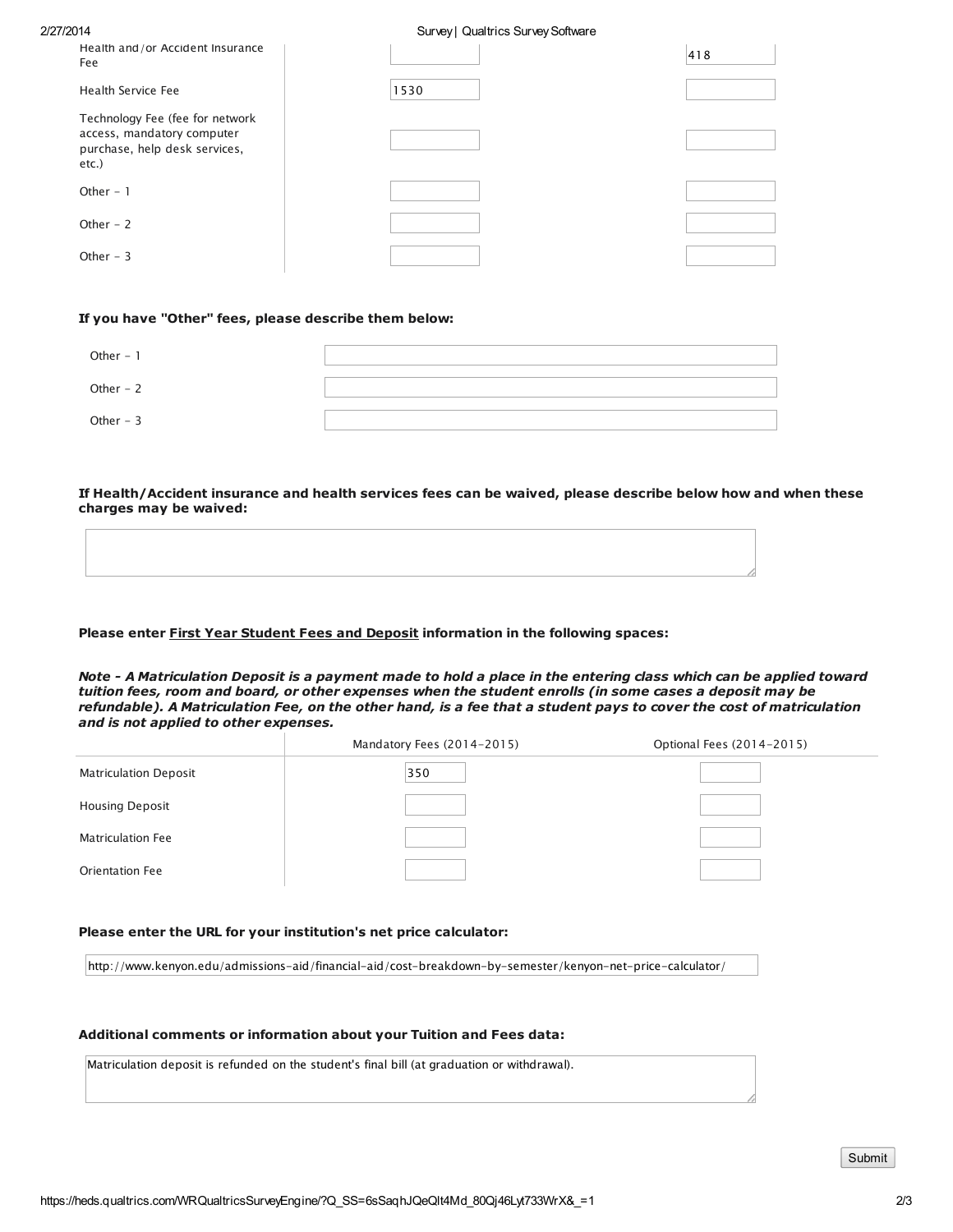| | | |
|---|---|---|
| Health and/or Accident Insurance Fee | | 418 |
| Health Service Fee | 1530 | |
| Technology Fee (fee for network access, mandatory computer purchase, help desk services, etc.) | | |
| Other - 1 | | |
| Other - 2 | | |
| Other - 3 | | |

**If you have "Other" fees, please describe them below:**

| | |
|---|---|
| Other - 1 | |
| Other - 2 | |
| Other - 3 | |

**If Health/Accident insurance and health services fees can be waived, please describe below how and when these charges may be waived:**

**Please enter First Year Student Fees and Deposit information in the following spaces:**

***Note - A Matriculation Deposit is a payment made to hold a place in the entering class which can be applied toward tuition fees, room and board, or other expenses when the student enrolls (in some cases a deposit may be refundable). A Matriculation Fee, on the other hand, is a fee that a student pays to cover the cost of matriculation and is not applied to other expenses.***

| | Mandatory Fees (2014-2015) | Optional Fees (2014-2015) |
|---|---|---|
| Matriculation Deposit | 350 | |
| Housing Deposit | | |
| Matriculation Fee | | |
| Orientation Fee | | |

**Please enter the URL for your institution's net price calculator:**

http://www.kenyon.edu/admissions-aid/financial-aid/cost-breakdown-by-semester/kenyon-net-price-calculator/

**Additional comments or information about your Tuition and Fees data:**

Matriculation deposit is refunded on the student's final bill (at graduation or withdrawal).

Submit